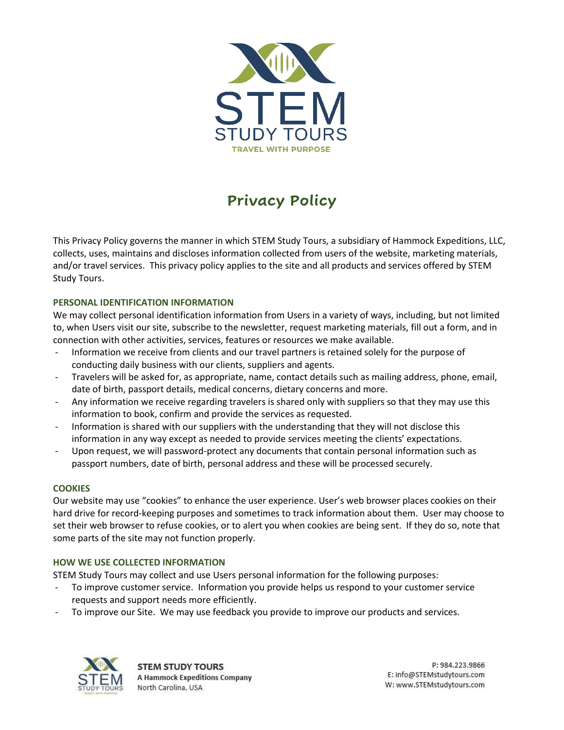# Privacy Policy

This Privacy Policy governs the manner in which STEM Study Tours, a subsidiary of Hammock Expeditions, LLC, collects, uses, maintains and discloses information collected from users of the website, marketing materials, and/or travel services. This privacy policy applies to the site and all products and services offered by STEM Study Tours.

## PERSONAL IDENTIFICATION INFORMATION

We may collect personal identification information from Users in a variety of ways, including, but not limited to, when Users visit our site, subscribe to the newsletter, request marketing materials, fill out a form, and in connection with other activities, services, features or resources we make available.

- Information we receive from clients and our travel partners is retained solely for the purpose of conducting daily business with our clients, suppliers and agents.
- Travelers will be asked for, as appropriate, name, contact details such as mailing address, phone, email, date of birth, passport details, medical concerns, dietary concerns and more.
- Any information we receive regarding travelers is shared only with suppliers so that they may use this information to book, confirm and provide the services as requested.
- Information is shared with our suppliers with the understanding that they will not disclose this information in any way except as needed to provide services meeting the clients' expectations.
- Upon request, we will password-protect any documents that contain personal information such as passport numbers, date of birth, personal address and these will be processed securely.

## COOKIES

Our website may use "cookies" to enhance the user experience. User's web browser places cookies on their hard drive for record-keeping purposes and sometimes to track information about them. User may choose to set their web browser to refuse cookies, or to alert you when cookies are being sent. If they do so, note that some parts of the site may not function properly.

## HOW WE USE COLLECTED INFORMATION

STEM Study Tours may collect and use Users personal information for the following purposes:

- To improve customer service. Information you provide helps us respond to your customer service requests and support needs more efficiently.
- To improve our Site. We may use feedback you provide to improve our products and services.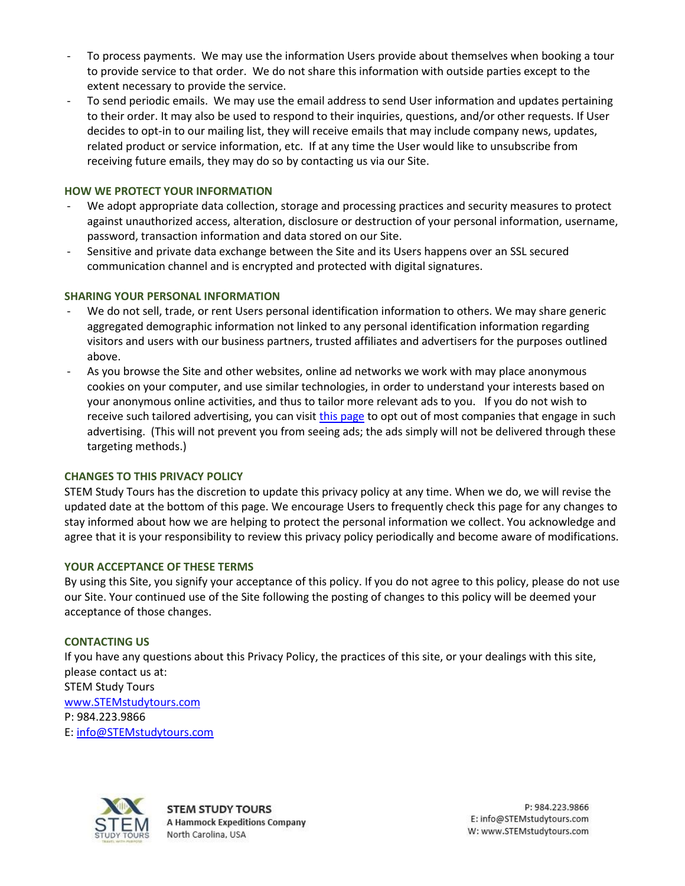- To process payments. We may use the information Users provide about themselves when booking a tour to provide service to that order. We do not share this information with outside parties except to the extent necessary to provide the service.
- To send periodic emails. We may use the email address to send User information and updates pertaining to their order. It may also be used to respond to their inquiries, questions, and/or other requests. If User decides to opt-in to our mailing list, they will receive emails that may include company news, updates, related product or service information, etc. If at any time the User would like to unsubscribe from receiving future emails, they may do so by contacting us via our Site.

### HOW WE PROTECT YOUR INFORMATION

- We adopt appropriate data collection, storage and processing practices and security measures to protect against unauthorized access, alteration, disclosure or destruction of your personal information, username, password, transaction information and data stored on our Site.
- Sensitive and private data exchange between the Site and its Users happens over an SSL secured communication channel and is encrypted and protected with digital signatures.

### SHARING YOUR PERSONAL INFORMATION

- We do not sell, trade, or rent Users personal identification information to others. We may share generic aggregated demographic information not linked to any personal identification information regarding visitors and users with our business partners, trusted affiliates and advertisers for the purposes outlined above.
- As you browse the Site and other websites, online ad networks we work with may place anonymous cookies on your computer, and use similar technologies, in order to understand your interests based on your anonymous online activities, and thus to tailor more relevant ads to you. If you do not wish to receive such tailored advertising, you can visit this page to opt out of most companies that engage in such advertising. (This will not prevent you from seeing ads; the ads simply will not be delivered through these targeting methods.)

### CHANGES TO THIS PRIVACY POLICY

STEM Study Tours has the discretion to update this privacy policy at any time. When we do, we will revise the updated date at the bottom of this page. We encourage Users to frequently check this page for any changes to stay informed about how we are helping to protect the personal information we collect. You acknowledge and agree that it is your responsibility to review this privacy policy periodically and become aware of modifications.

### YOUR ACCEPTANCE OF THESE TERMS

By using this Site, you signify your acceptance of this policy. If you do not agree to this policy, please do not use our Site. Your continued use of the Site following the posting of changes to this policy will be deemed your acceptance of those changes.

### CONTACTING US

If you have any questions about this Privacy Policy, the practices of this site, or your dealings with this site, please contact us at:
STEM Study Tours
www.STEMstudytours.com
P: 984.223.9866
E: info@STEMstudytours.com